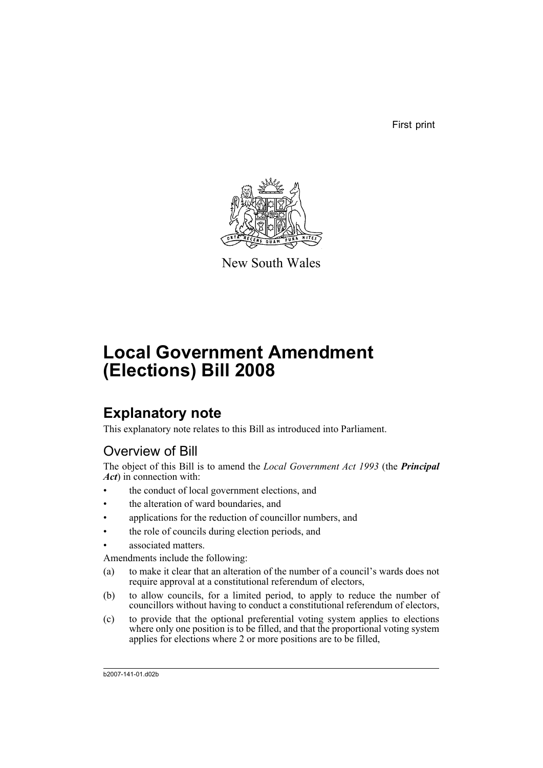First print

New South Wales

# Local Government Amendment (Elections) Bill 2008

## Explanatory note

This explanatory note relates to this Bill as introduced into Parliament.

### Overview of Bill

The object of this Bill is to amend the *Local Government Act 1993* (the ***Principal Act***) in connection with:

- the conduct of local government elections, and
- the alteration of ward boundaries, and
- applications for the reduction of councillor numbers, and
- the role of councils during election periods, and
- associated matters.

Amendments include the following:

(a) to make it clear that an alteration of the number of a council's wards does not require approval at a constitutional referendum of electors,

(b) to allow councils, for a limited period, to apply to reduce the number of councillors without having to conduct a constitutional referendum of electors,

(c) to provide that the optional preferential voting system applies to elections where only one position is to be filled, and that the proportional voting system applies for elections where 2 or more positions are to be filled,

b2007-141-01.d02b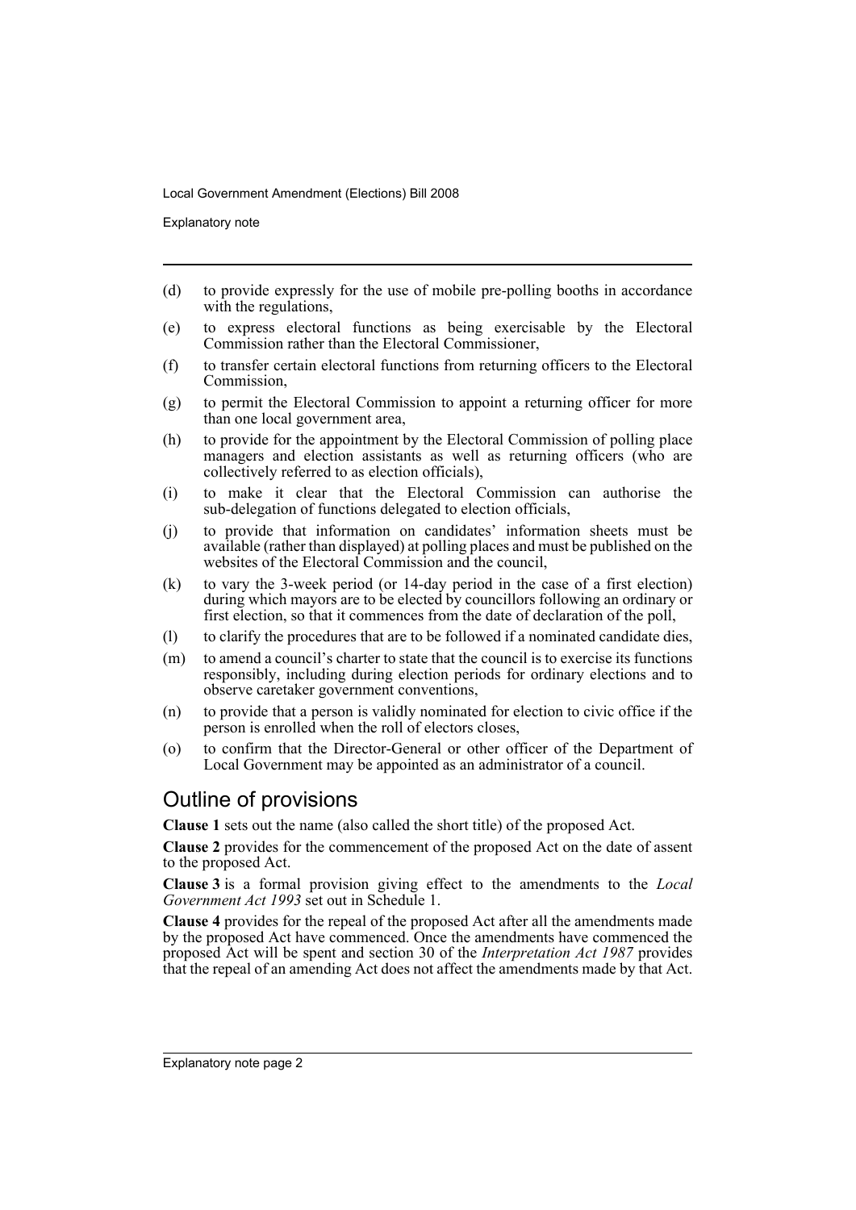(d) to provide expressly for the use of mobile pre-polling booths in accordance with the regulations,

(e) to express electoral functions as being exercisable by the Electoral Commission rather than the Electoral Commissioner,

(f) to transfer certain electoral functions from returning officers to the Electoral Commission,

(g) to permit the Electoral Commission to appoint a returning officer for more than one local government area,

(h) to provide for the appointment by the Electoral Commission of polling place managers and election assistants as well as returning officers (who are collectively referred to as election officials),

(i) to make it clear that the Electoral Commission can authorise the sub-delegation of functions delegated to election officials,

(j) to provide that information on candidates' information sheets must be available (rather than displayed) at polling places and must be published on the websites of the Electoral Commission and the council,

(k) to vary the 3-week period (or 14-day period in the case of a first election) during which mayors are to be elected by councillors following an ordinary or first election, so that it commences from the date of declaration of the poll,

(l) to clarify the procedures that are to be followed if a nominated candidate dies,

(m) to amend a council's charter to state that the council is to exercise its functions responsibly, including during election periods for ordinary elections and to observe caretaker government conventions,

(n) to provide that a person is validly nominated for election to civic office if the person is enrolled when the roll of electors closes,

(o) to confirm that the Director-General or other officer of the Department of Local Government may be appointed as an administrator of a council.

## Outline of provisions

**Clause 1** sets out the name (also called the short title) of the proposed Act.

**Clause 2** provides for the commencement of the proposed Act on the date of assent to the proposed Act.

**Clause 3** is a formal provision giving effect to the amendments to the *Local Government Act 1993* set out in Schedule 1.

**Clause 4** provides for the repeal of the proposed Act after all the amendments made by the proposed Act have commenced. Once the amendments have commenced the proposed Act will be spent and section 30 of the *Interpretation Act 1987* provides that the repeal of an amending Act does not affect the amendments made by that Act.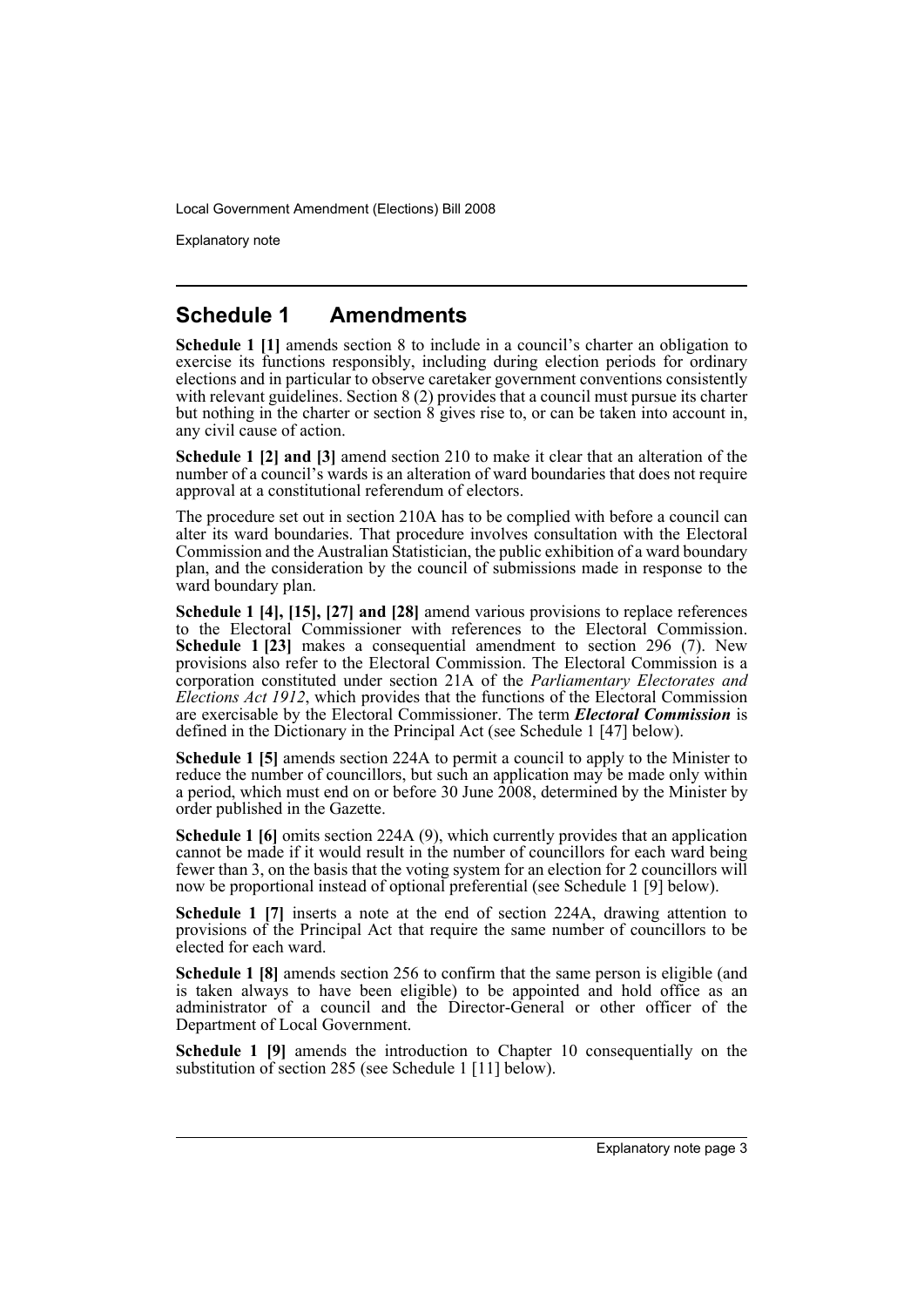## Schedule 1 Amendments

**Schedule 1 [1]** amends section 8 to include in a council's charter an obligation to exercise its functions responsibly, including during election periods for ordinary elections and in particular to observe caretaker government conventions consistently with relevant guidelines. Section 8 (2) provides that a council must pursue its charter but nothing in the charter or section 8 gives rise to, or can be taken into account in, any civil cause of action.

**Schedule 1 [2] and [3]** amend section 210 to make it clear that an alteration of the number of a council's wards is an alteration of ward boundaries that does not require approval at a constitutional referendum of electors.

The procedure set out in section 210A has to be complied with before a council can alter its ward boundaries. That procedure involves consultation with the Electoral Commission and the Australian Statistician, the public exhibition of a ward boundary plan, and the consideration by the council of submissions made in response to the ward boundary plan.

**Schedule 1 [4], [15], [27] and [28]** amend various provisions to replace references to the Electoral Commissioner with references to the Electoral Commission. **Schedule 1 [23]** makes a consequential amendment to section 296 (7). New provisions also refer to the Electoral Commission. The Electoral Commission is a corporation constituted under section 21A of the *Parliamentary Electorates and Elections Act 1912*, which provides that the functions of the Electoral Commission are exercisable by the Electoral Commissioner. The term ***Electoral Commission*** is defined in the Dictionary in the Principal Act (see Schedule 1 [47] below).

**Schedule 1 [5]** amends section 224A to permit a council to apply to the Minister to reduce the number of councillors, but such an application may be made only within a period, which must end on or before 30 June 2008, determined by the Minister by order published in the Gazette.

**Schedule 1 [6]** omits section 224A (9), which currently provides that an application cannot be made if it would result in the number of councillors for each ward being fewer than 3, on the basis that the voting system for an election for 2 councillors will now be proportional instead of optional preferential (see Schedule 1 [9] below).

**Schedule 1 [7]** inserts a note at the end of section 224A, drawing attention to provisions of the Principal Act that require the same number of councillors to be elected for each ward.

**Schedule 1 [8]** amends section 256 to confirm that the same person is eligible (and is taken always to have been eligible) to be appointed and hold office as an administrator of a council and the Director-General or other officer of the Department of Local Government.

**Schedule 1 [9]** amends the introduction to Chapter 10 consequentially on the substitution of section 285 (see Schedule 1 [11] below).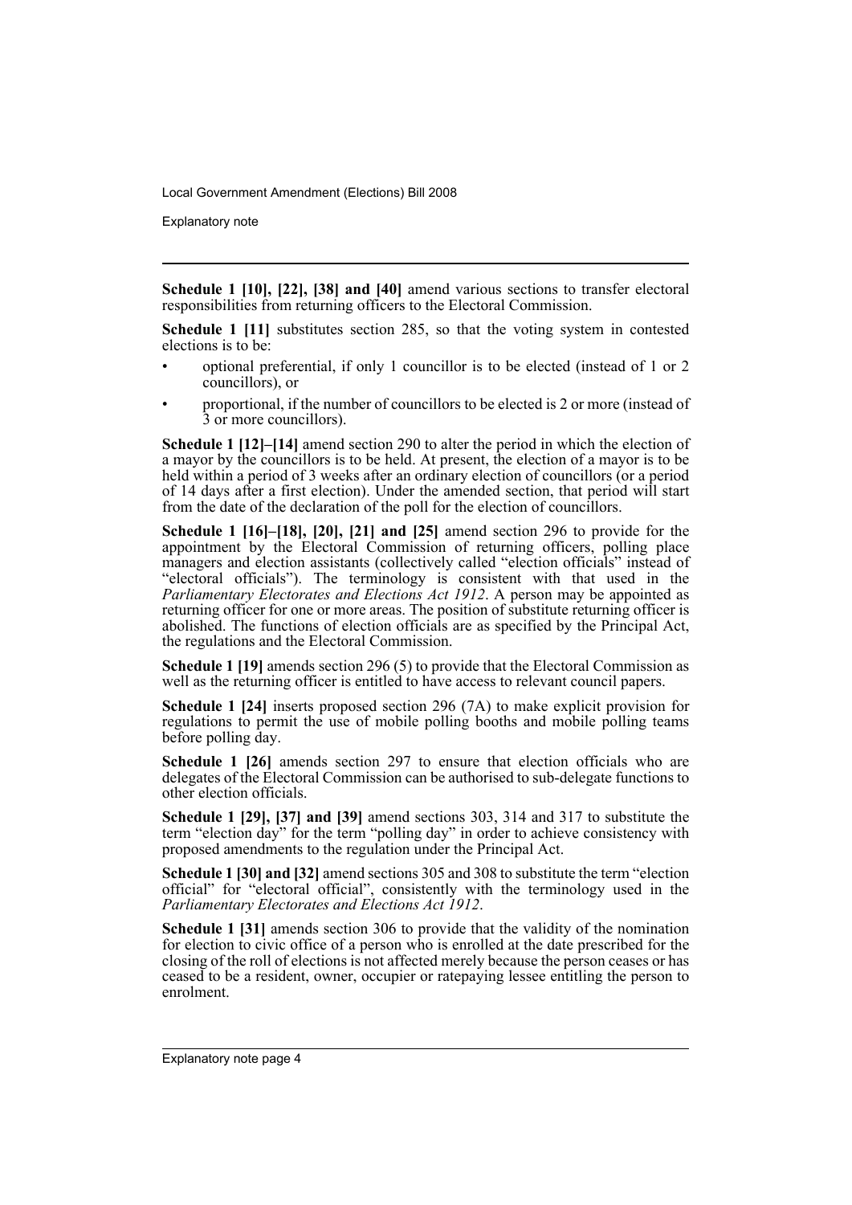**Schedule 1 [10], [22], [38] and [40]** amend various sections to transfer electoral responsibilities from returning officers to the Electoral Commission.

**Schedule 1 [11]** substitutes section 285, so that the voting system in contested elections is to be:

- optional preferential, if only 1 councillor is to be elected (instead of 1 or 2 councillors), or
- proportional, if the number of councillors to be elected is 2 or more (instead of 3 or more councillors).

**Schedule 1 [12]–[14]** amend section 290 to alter the period in which the election of a mayor by the councillors is to be held. At present, the election of a mayor is to be held within a period of 3 weeks after an ordinary election of councillors (or a period of 14 days after a first election). Under the amended section, that period will start from the date of the declaration of the poll for the election of councillors.

**Schedule 1 [16]–[18], [20], [21] and [25]** amend section 296 to provide for the appointment by the Electoral Commission of returning officers, polling place managers and election assistants (collectively called "election officials" instead of "electoral officials"). The terminology is consistent with that used in the *Parliamentary Electorates and Elections Act 1912*. A person may be appointed as returning officer for one or more areas. The position of substitute returning officer is abolished. The functions of election officials are as specified by the Principal Act, the regulations and the Electoral Commission.

**Schedule 1 [19]** amends section 296 (5) to provide that the Electoral Commission as well as the returning officer is entitled to have access to relevant council papers.

**Schedule 1 [24]** inserts proposed section 296 (7A) to make explicit provision for regulations to permit the use of mobile polling booths and mobile polling teams before polling day.

**Schedule 1 [26]** amends section 297 to ensure that election officials who are delegates of the Electoral Commission can be authorised to sub-delegate functions to other election officials.

**Schedule 1 [29], [37] and [39]** amend sections 303, 314 and 317 to substitute the term "election day" for the term "polling day" in order to achieve consistency with proposed amendments to the regulation under the Principal Act.

**Schedule 1 [30] and [32]** amend sections 305 and 308 to substitute the term "election official" for "electoral official", consistently with the terminology used in the *Parliamentary Electorates and Elections Act 1912*.

**Schedule 1 [31]** amends section 306 to provide that the validity of the nomination for election to civic office of a person who is enrolled at the date prescribed for the closing of the roll of elections is not affected merely because the person ceases or has ceased to be a resident, owner, occupier or ratepaying lessee entitling the person to enrolment.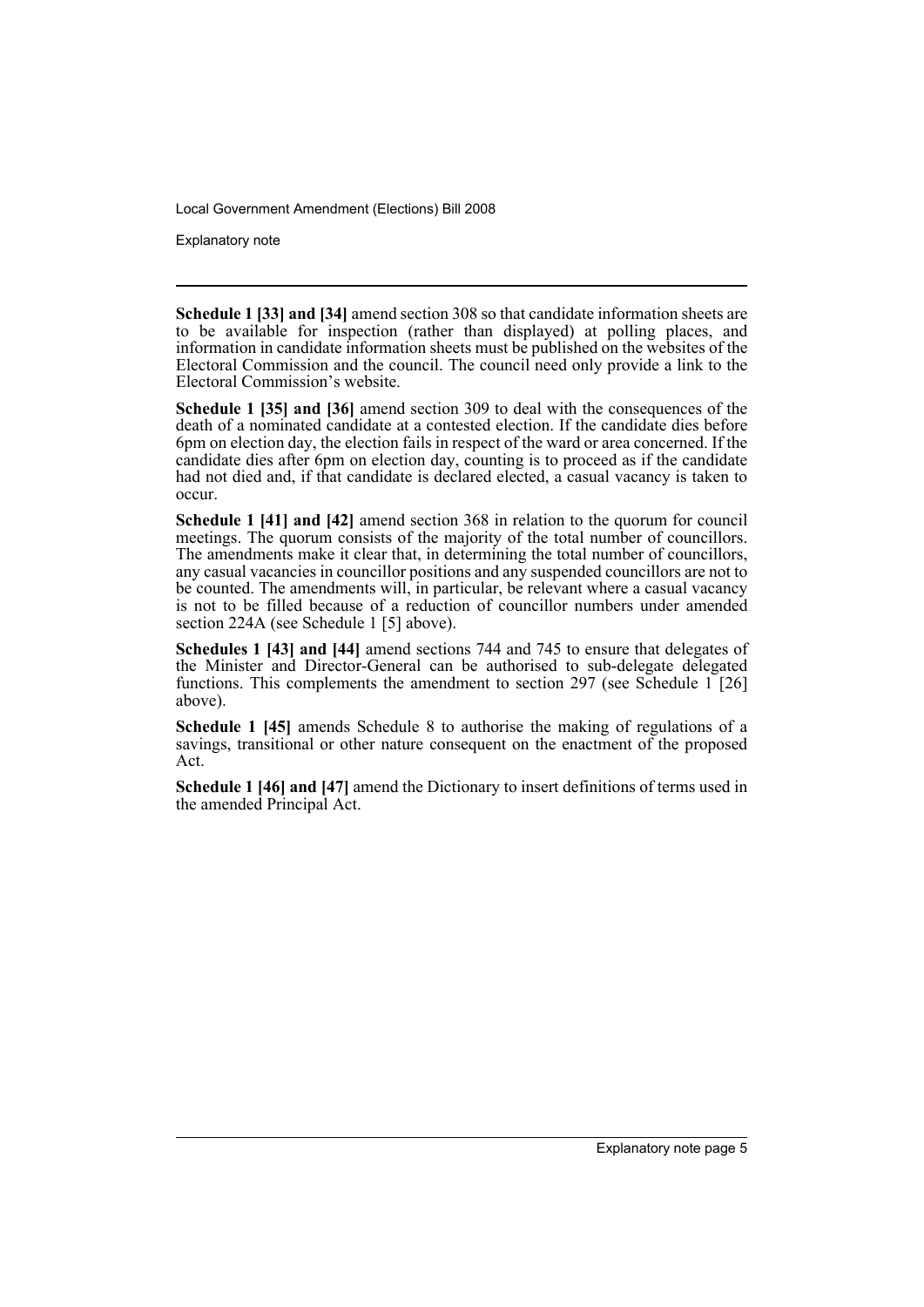**Schedule 1 [33] and [34]** amend section 308 so that candidate information sheets are to be available for inspection (rather than displayed) at polling places, and information in candidate information sheets must be published on the websites of the Electoral Commission and the council. The council need only provide a link to the Electoral Commission's website.

**Schedule 1 [35] and [36]** amend section 309 to deal with the consequences of the death of a nominated candidate at a contested election. If the candidate dies before 6pm on election day, the election fails in respect of the ward or area concerned. If the candidate dies after 6pm on election day, counting is to proceed as if the candidate had not died and, if that candidate is declared elected, a casual vacancy is taken to occur.

**Schedule 1 [41] and [42]** amend section 368 in relation to the quorum for council meetings. The quorum consists of the majority of the total number of councillors. The amendments make it clear that, in determining the total number of councillors, any casual vacancies in councillor positions and any suspended councillors are not to be counted. The amendments will, in particular, be relevant where a casual vacancy is not to be filled because of a reduction of councillor numbers under amended section 224A (see Schedule 1 [5] above).

**Schedules 1 [43] and [44]** amend sections 744 and 745 to ensure that delegates of the Minister and Director-General can be authorised to sub-delegate delegated functions. This complements the amendment to section 297 (see Schedule 1 [26] above).

**Schedule 1 [45]** amends Schedule 8 to authorise the making of regulations of a savings, transitional or other nature consequent on the enactment of the proposed Act.

**Schedule 1 [46] and [47]** amend the Dictionary to insert definitions of terms used in the amended Principal Act.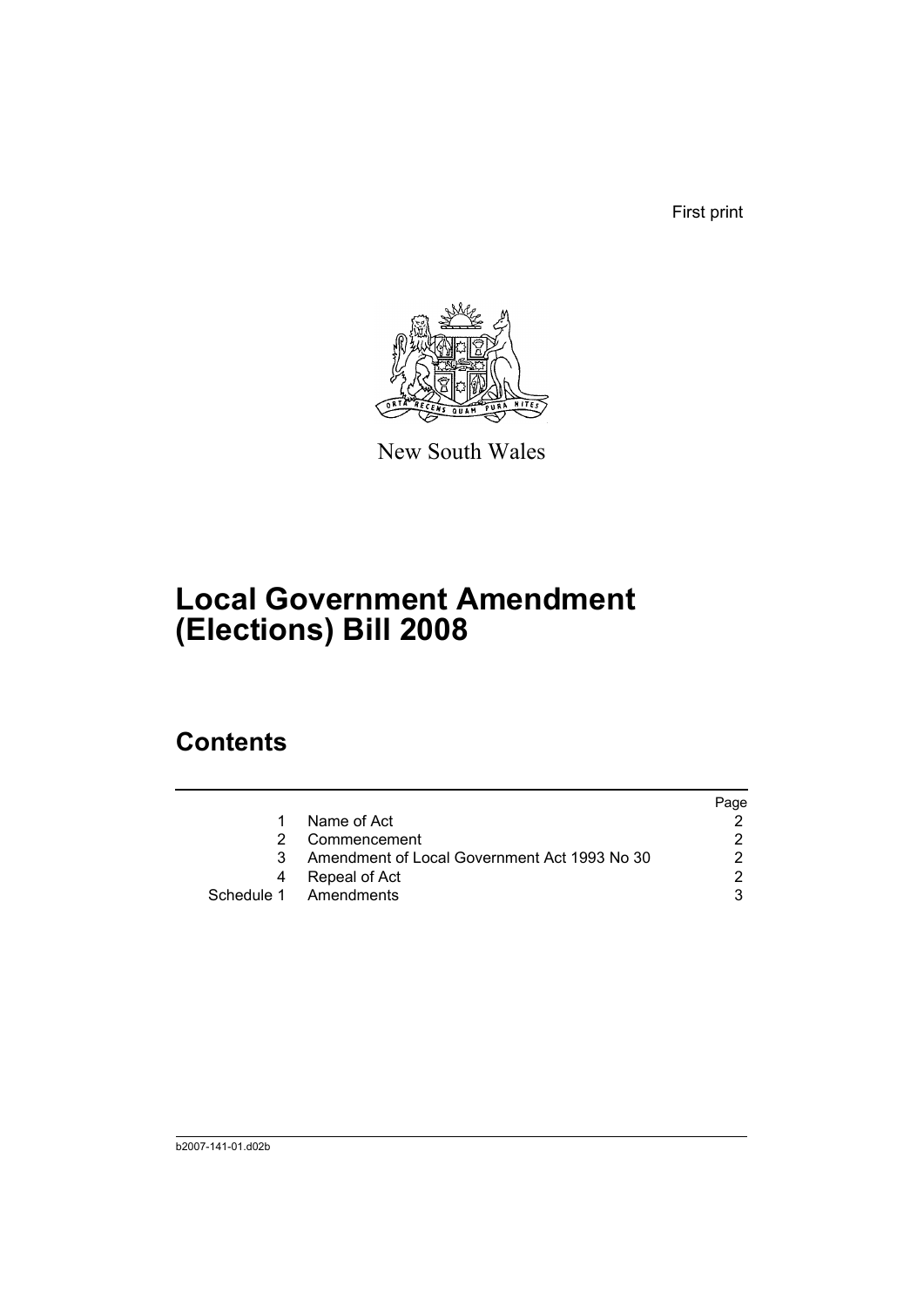First print

New South Wales

# Local Government Amendment (Elections) Bill 2008

## Contents

| | | Page |
|---|---|---|
| 1 | Name of Act | 2 |
| 2 | Commencement | 2 |
| 3 | Amendment of Local Government Act 1993 No 30 | 2 |
| 4 | Repeal of Act | 2 |
| Schedule 1 | Amendments | 3 |

b2007-141-01.d02b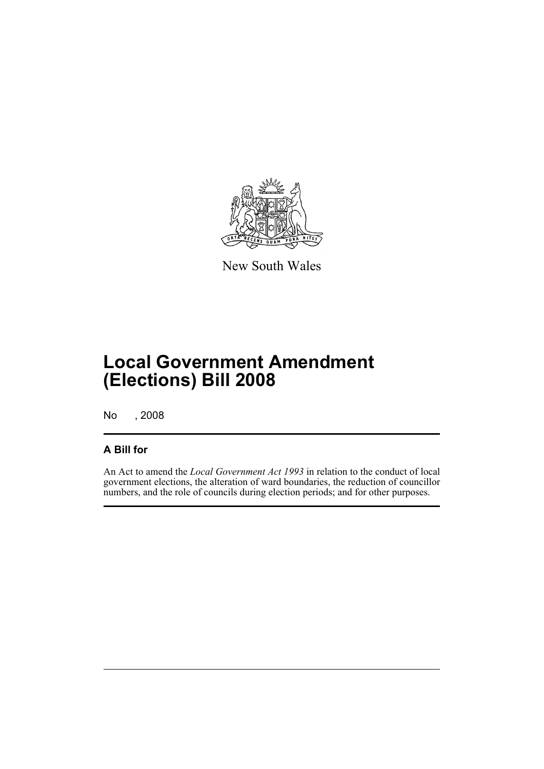New South Wales

# Local Government Amendment (Elections) Bill 2008

No , 2008

## A Bill for

An Act to amend the *Local Government Act 1993* in relation to the conduct of local government elections, the alteration of ward boundaries, the reduction of councillor numbers, and the role of councils during election periods; and for other purposes.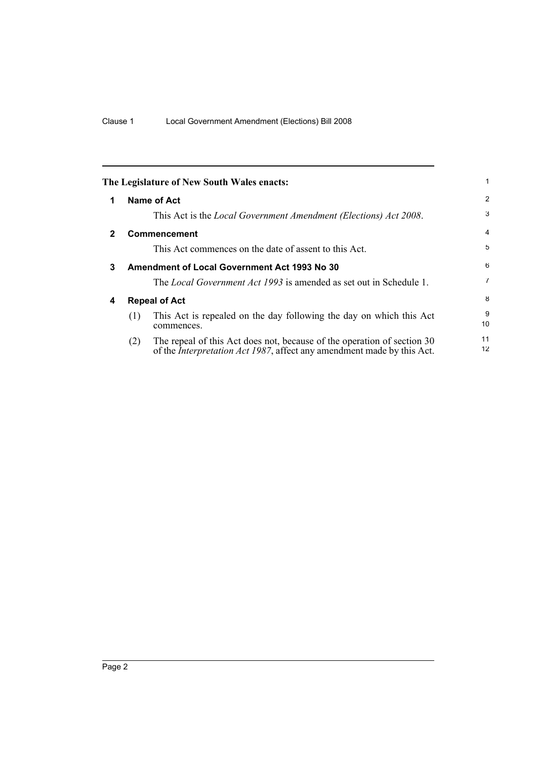**The Legislature of New South Wales enacts:**

## 1 Name of Act

This Act is the *Local Government Amendment (Elections) Act 2008*.

## 2 Commencement

This Act commences on the date of assent to this Act.

## 3 Amendment of Local Government Act 1993 No 30

The *Local Government Act 1993* is amended as set out in Schedule 1.

## 4 Repeal of Act

(1) This Act is repealed on the day following the day on which this Act commences.

(2) The repeal of this Act does not, because of the operation of section 30 of the *Interpretation Act 1987*, affect any amendment made by this Act.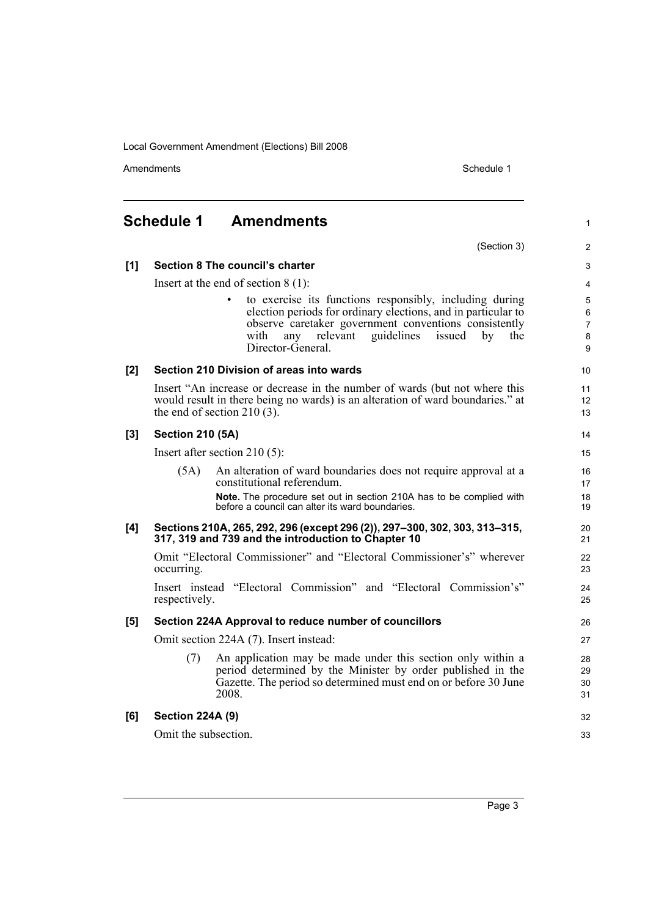## Schedule 1 Amendments

(Section 3)

**[1] Section 8 The council's charter**

Insert at the end of section 8 (1):

- to exercise its functions responsibly, including during election periods for ordinary elections, and in particular to observe caretaker government conventions consistently with any relevant guidelines issued by the Director-General.

**[2] Section 210 Division of areas into wards**

Insert "An increase or decrease in the number of wards (but not where this would result in there being no wards) is an alteration of ward boundaries." at the end of section 210 (3).

**[3] Section 210 (5A)**

Insert after section 210 (5):

(5A) An alteration of ward boundaries does not require approval at a constitutional referendum.

**Note.** The procedure set out in section 210A has to be complied with before a council can alter its ward boundaries.

**[4] Sections 210A, 265, 292, 296 (except 296 (2)), 297–300, 302, 303, 313–315, 317, 319 and 739 and the introduction to Chapter 10**

Omit "Electoral Commissioner" and "Electoral Commissioner's" wherever occurring.

Insert instead "Electoral Commission" and "Electoral Commission's" respectively.

**[5] Section 224A Approval to reduce number of councillors**

Omit section 224A (7). Insert instead:

(7) An application may be made under this section only within a period determined by the Minister by order published in the Gazette. The period so determined must end on or before 30 June 2008.

**[6] Section 224A (9)**

Omit the subsection.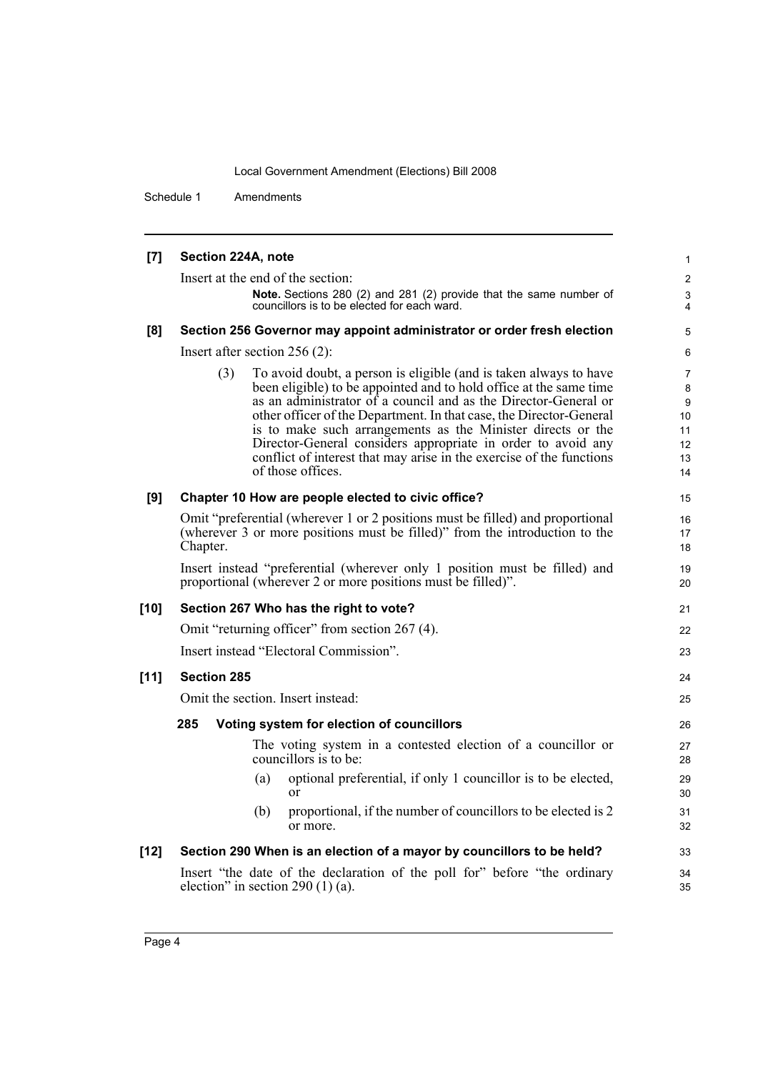**[7] Section 224A, note**

Insert at the end of the section:

> **Note.** Sections 280 (2) and 281 (2) provide that the same number of councillors is to be elected for each ward.

**[8] Section 256 Governor may appoint administrator or order fresh election**

Insert after section 256 (2):

> (3) To avoid doubt, a person is eligible (and is taken always to have been eligible) to be appointed and to hold office at the same time as an administrator of a council and as the Director-General or other officer of the Department. In that case, the Director-General is to make such arrangements as the Minister directs or the Director-General considers appropriate in order to avoid any conflict of interest that may arise in the exercise of the functions of those offices.

**[9] Chapter 10 How are people elected to civic office?**

Omit "preferential (wherever 1 or 2 positions must be filled) and proportional (wherever 3 or more positions must be filled)" from the introduction to the Chapter.

Insert instead "preferential (wherever only 1 position must be filled) and proportional (wherever 2 or more positions must be filled)".

**[10] Section 267 Who has the right to vote?**

Omit "returning officer" from section 267 (4).

Insert instead "Electoral Commission".

**[11] Section 285**

Omit the section. Insert instead:

> **285 Voting system for election of councillors**
>
> The voting system in a contested election of a councillor or councillors is to be:
>
> (a) optional preferential, if only 1 councillor is to be elected, or
>
> (b) proportional, if the number of councillors to be elected is 2 or more.

**[12] Section 290 When is an election of a mayor by councillors to be held?**

Insert "the date of the declaration of the poll for" before "the ordinary election" in section 290 (1) (a).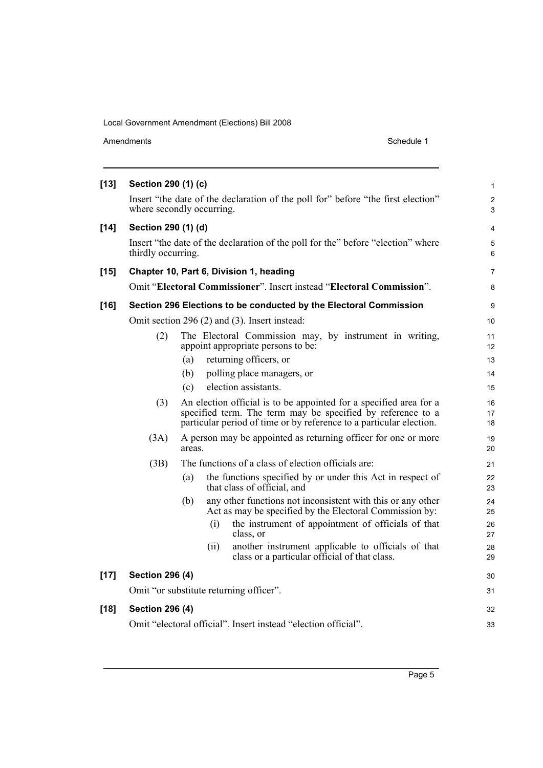**[13] Section 290 (1) (c)**

Insert "the date of the declaration of the poll for" before "the first election" where secondly occurring.

**[14] Section 290 (1) (d)**

Insert "the date of the declaration of the poll for the" before "election" where thirdly occurring.

**[15] Chapter 10, Part 6, Division 1, heading**

Omit "**Electoral Commissioner**". Insert instead "**Electoral Commission**".

**[16] Section 296 Elections to be conducted by the Electoral Commission**

Omit section 296 (2) and (3). Insert instead:

(2) The Electoral Commission may, by instrument in writing, appoint appropriate persons to be:

(a) returning officers, or

(b) polling place managers, or

(c) election assistants.

(3) An election official is to be appointed for a specified area for a specified term. The term may be specified by reference to a particular period of time or by reference to a particular election.

(3A) A person may be appointed as returning officer for one or more areas.

(3B) The functions of a class of election officials are:

(a) the functions specified by or under this Act in respect of that class of official, and

(b) any other functions not inconsistent with this or any other Act as may be specified by the Electoral Commission by:

(i) the instrument of appointment of officials of that class, or

(ii) another instrument applicable to officials of that class or a particular official of that class.

**[17] Section 296 (4)**

Omit "or substitute returning officer".

**[18] Section 296 (4)**

Omit "electoral official". Insert instead "election official".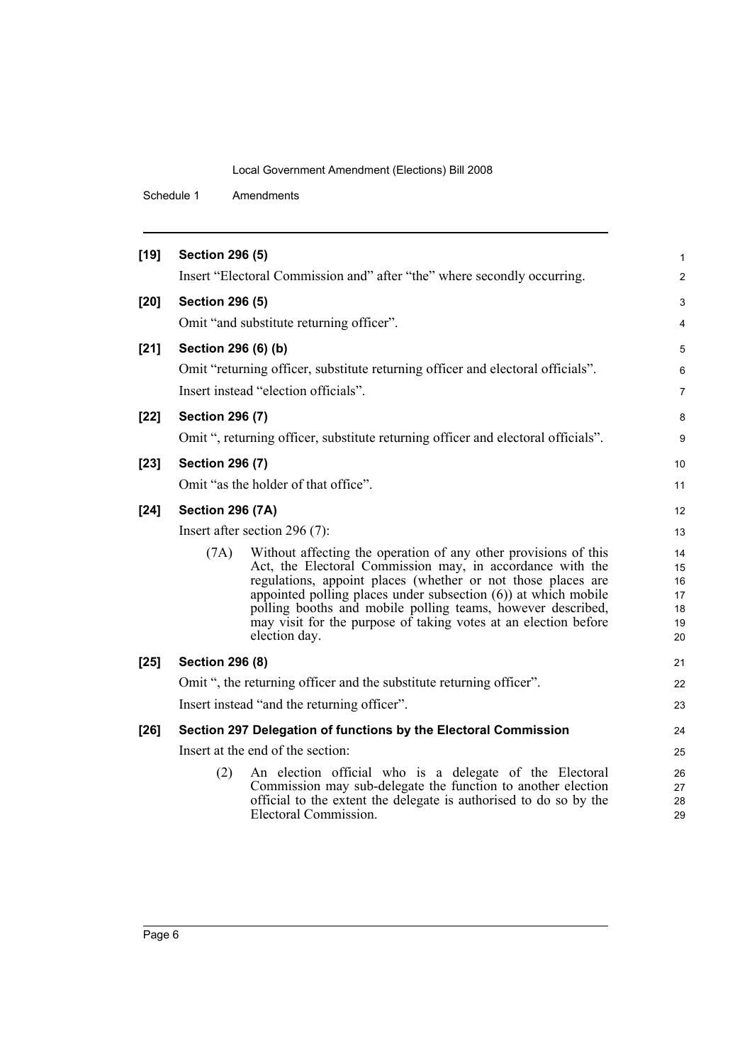**[19] Section 296 (5)**

Insert "Electoral Commission and" after "the" where secondly occurring.

**[20] Section 296 (5)**

Omit "and substitute returning officer".

**[21] Section 296 (6) (b)**

Omit "returning officer, substitute returning officer and electoral officials".

Insert instead "election officials".

**[22] Section 296 (7)**

Omit ", returning officer, substitute returning officer and electoral officials".

**[23] Section 296 (7)**

Omit "as the holder of that office".

**[24] Section 296 (7A)**

Insert after section 296 (7):

> (7A) Without affecting the operation of any other provisions of this Act, the Electoral Commission may, in accordance with the regulations, appoint places (whether or not those places are appointed polling places under subsection (6)) at which mobile polling booths and mobile polling teams, however described, may visit for the purpose of taking votes at an election before election day.

**[25] Section 296 (8)**

Omit ", the returning officer and the substitute returning officer".

Insert instead "and the returning officer".

**[26] Section 297 Delegation of functions by the Electoral Commission**

Insert at the end of the section:

> (2) An election official who is a delegate of the Electoral Commission may sub-delegate the function to another election official to the extent the delegate is authorised to do so by the Electoral Commission.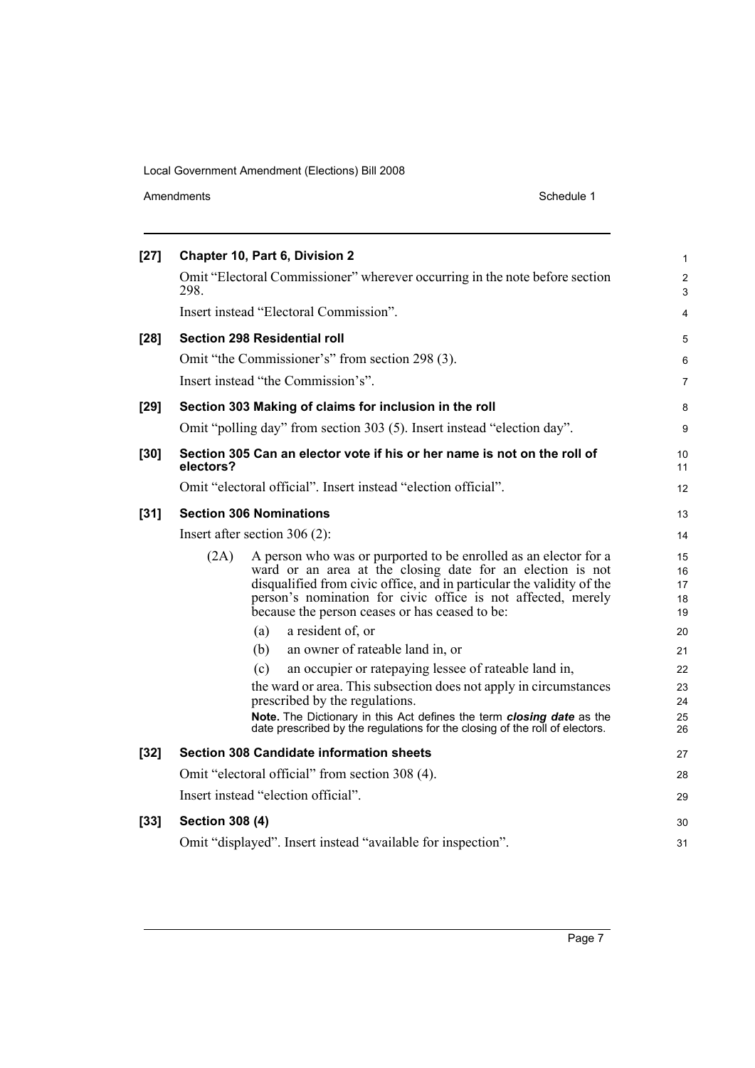**[27] Chapter 10, Part 6, Division 2**

Omit "Electoral Commissioner" wherever occurring in the note before section 298.

Insert instead "Electoral Commission".

**[28] Section 298 Residential roll**

Omit "the Commissioner's" from section 298 (3).

Insert instead "the Commission's".

**[29] Section 303 Making of claims for inclusion in the roll**

Omit "polling day" from section 303 (5). Insert instead "election day".

**[30] Section 305 Can an elector vote if his or her name is not on the roll of electors?**

Omit "electoral official". Insert instead "election official".

**[31] Section 306 Nominations**

Insert after section 306 (2):

(2A) A person who was or purported to be enrolled as an elector for a ward or an area at the closing date for an election is not disqualified from civic office, and in particular the validity of the person's nomination for civic office is not affected, merely because the person ceases or has ceased to be:

(a) a resident of, or

(b) an owner of rateable land in, or

(c) an occupier or ratepaying lessee of rateable land in,

the ward or area. This subsection does not apply in circumstances prescribed by the regulations.

**Note.** The Dictionary in this Act defines the term ***closing date*** as the date prescribed by the regulations for the closing of the roll of electors.

**[32] Section 308 Candidate information sheets**

Omit "electoral official" from section 308 (4).

Insert instead "election official".

**[33] Section 308 (4)**

Omit "displayed". Insert instead "available for inspection".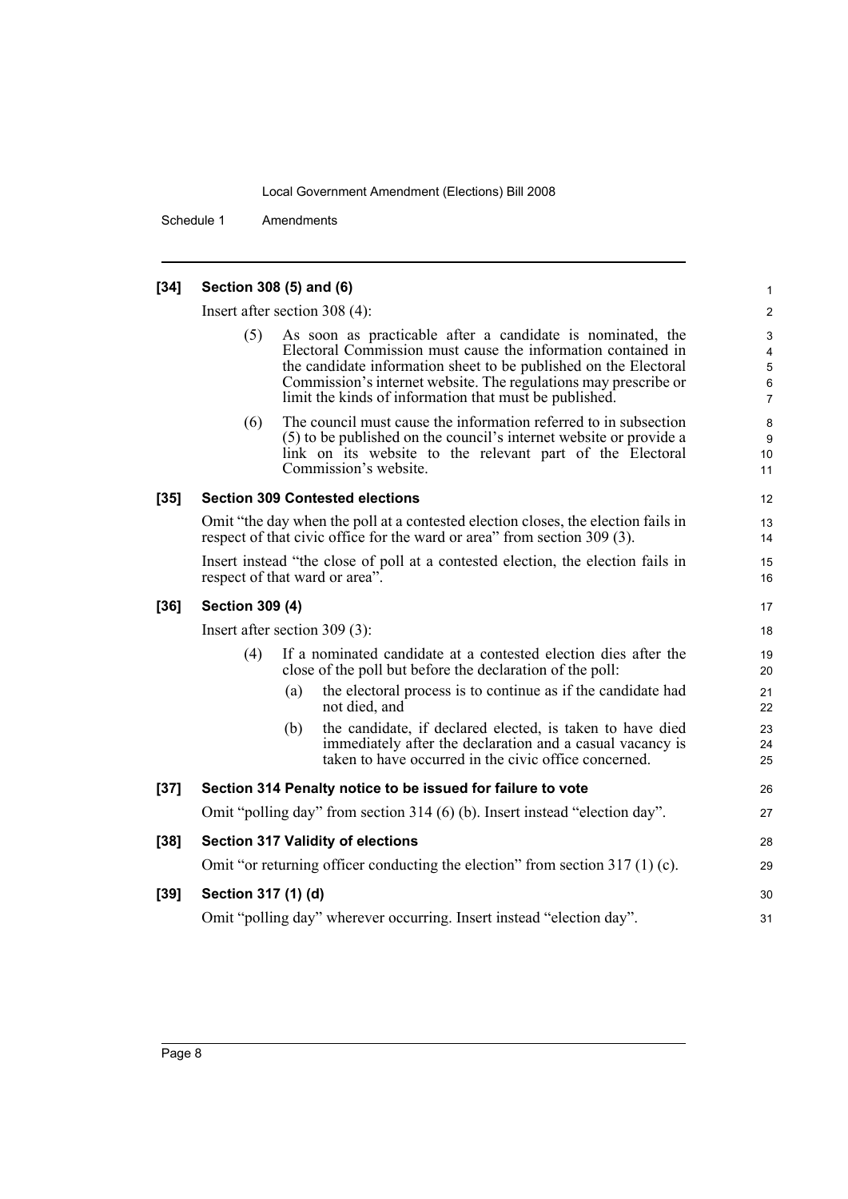**[34] Section 308 (5) and (6)**

Insert after section 308 (4):

(5) As soon as practicable after a candidate is nominated, the Electoral Commission must cause the information contained in the candidate information sheet to be published on the Electoral Commission's internet website. The regulations may prescribe or limit the kinds of information that must be published.

(6) The council must cause the information referred to in subsection (5) to be published on the council's internet website or provide a link on its website to the relevant part of the Electoral Commission's website.

**[35] Section 309 Contested elections**

Omit "the day when the poll at a contested election closes, the election fails in respect of that civic office for the ward or area" from section 309 (3).

Insert instead "the close of poll at a contested election, the election fails in respect of that ward or area".

**[36] Section 309 (4)**

Insert after section 309 (3):

(4) If a nominated candidate at a contested election dies after the close of the poll but before the declaration of the poll:

(a) the electoral process is to continue as if the candidate had not died, and

(b) the candidate, if declared elected, is taken to have died immediately after the declaration and a casual vacancy is taken to have occurred in the civic office concerned.

**[37] Section 314 Penalty notice to be issued for failure to vote**

Omit "polling day" from section 314 (6) (b). Insert instead "election day".

**[38] Section 317 Validity of elections**

Omit "or returning officer conducting the election" from section 317 (1) (c).

**[39] Section 317 (1) (d)**

Omit "polling day" wherever occurring. Insert instead "election day".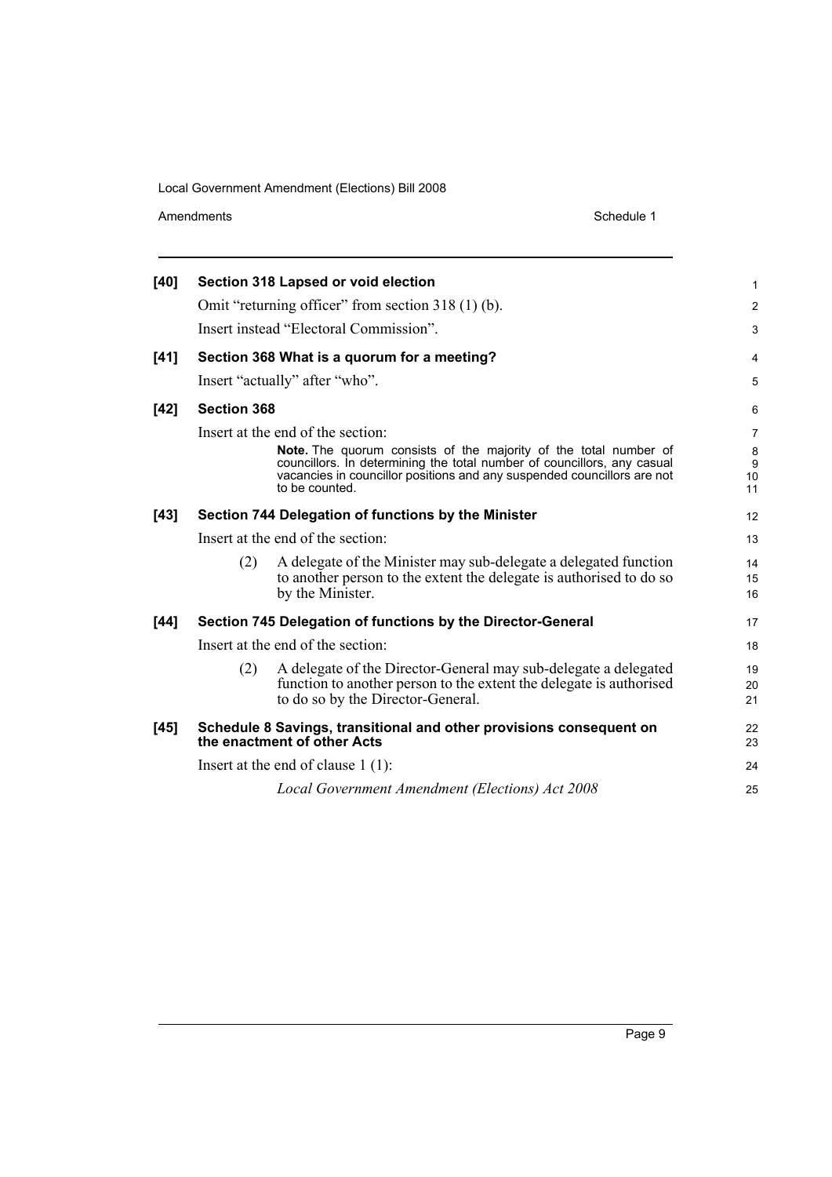**[40] Section 318 Lapsed or void election**

Omit "returning officer" from section 318 (1) (b).

Insert instead "Electoral Commission".

**[41] Section 368 What is a quorum for a meeting?**

Insert "actually" after "who".

**[42] Section 368**

Insert at the end of the section:

> **Note.** The quorum consists of the majority of the total number of councillors. In determining the total number of councillors, any casual vacancies in councillor positions and any suspended councillors are not to be counted.

**[43] Section 744 Delegation of functions by the Minister**

Insert at the end of the section:

(2) A delegate of the Minister may sub-delegate a delegated function to another person to the extent the delegate is authorised to do so by the Minister.

**[44] Section 745 Delegation of functions by the Director-General**

Insert at the end of the section:

(2) A delegate of the Director-General may sub-delegate a delegated function to another person to the extent the delegate is authorised to do so by the Director-General.

**[45] Schedule 8 Savings, transitional and other provisions consequent on the enactment of other Acts**

Insert at the end of clause 1 (1):

*Local Government Amendment (Elections) Act 2008*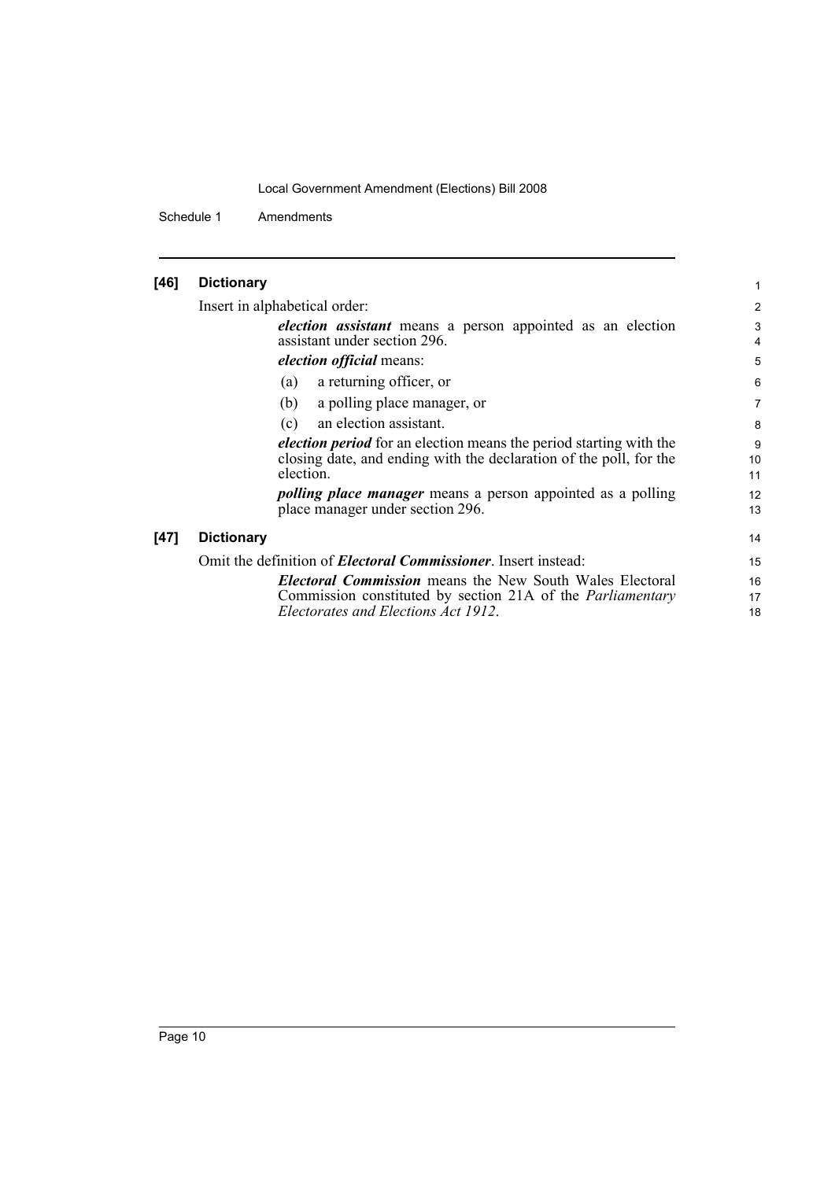### [46] Dictionary

Insert in alphabetical order:

> ***election assistant*** means a person appointed as an election assistant under section 296.
>
> ***election official*** means:
>
> (a) a returning officer, or
>
> (b) a polling place manager, or
>
> (c) an election assistant.
>
> ***election period*** for an election means the period starting with the closing date, and ending with the declaration of the poll, for the election.
>
> ***polling place manager*** means a person appointed as a polling place manager under section 296.

### [47] Dictionary

Omit the definition of ***Electoral Commissioner***. Insert instead:

> ***Electoral Commission*** means the New South Wales Electoral Commission constituted by section 21A of the *Parliamentary Electorates and Elections Act 1912*.